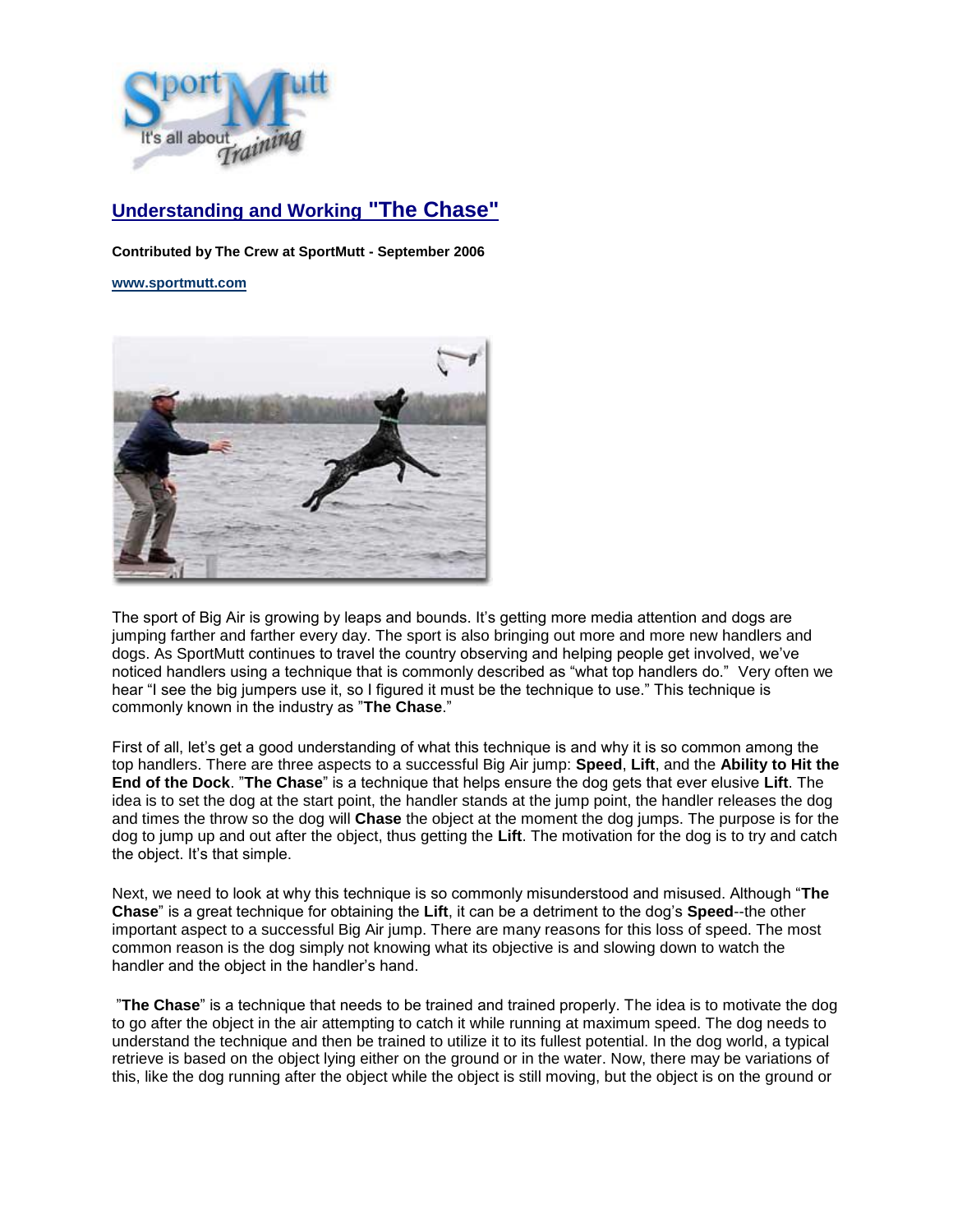## Understanding and Working "The Chase"

**Contributed by The Crew at SportMutt - September 2006**

**www.sportmutt.com**

The sport of Big Air is growing by leaps and bounds. It's getting more media attention and dogs are jumping farther and farther every day. The sport is also bringing out more and more new handlers and dogs. As SportMutt continues to travel the country observing and helping people get involved, we've noticed handlers using a technique that is commonly described as "what top handlers do." Very often we hear "I see the big jumpers use it, so I figured it must be the technique to use." This technique is commonly known in the industry as "**The Chase**."

First of all, let's get a good understanding of what this technique is and why it is so common among the top handlers. There are three aspects to a successful Big Air jump: **Speed**, **Lift**, and the **Ability to Hit the End of the Dock**. "**The Chase**" is a technique that helps ensure the dog gets that ever elusive **Lift**. The idea is to set the dog at the start point, the handler stands at the jump point, the handler releases the dog and times the throw so the dog will **Chase** the object at the moment the dog jumps. The purpose is for the dog to jump up and out after the object, thus getting the **Lift**. The motivation for the dog is to try and catch the object. It's that simple.

Next, we need to look at why this technique is so commonly misunderstood and misused. Although "**The Chase**" is a great technique for obtaining the **Lift**, it can be a detriment to the dog's **Speed**--the other important aspect to a successful Big Air jump. There are many reasons for this loss of speed. The most common reason is the dog simply not knowing what its objective is and slowing down to watch the handler and the object in the handler's hand.

"**The Chase**" is a technique that needs to be trained and trained properly. The idea is to motivate the dog to go after the object in the air attempting to catch it while running at maximum speed. The dog needs to understand the technique and then be trained to utilize it to its fullest potential. In the dog world, a typical retrieve is based on the object lying either on the ground or in the water. Now, there may be variations of this, like the dog running after the object while the object is still moving, but the object is on the ground or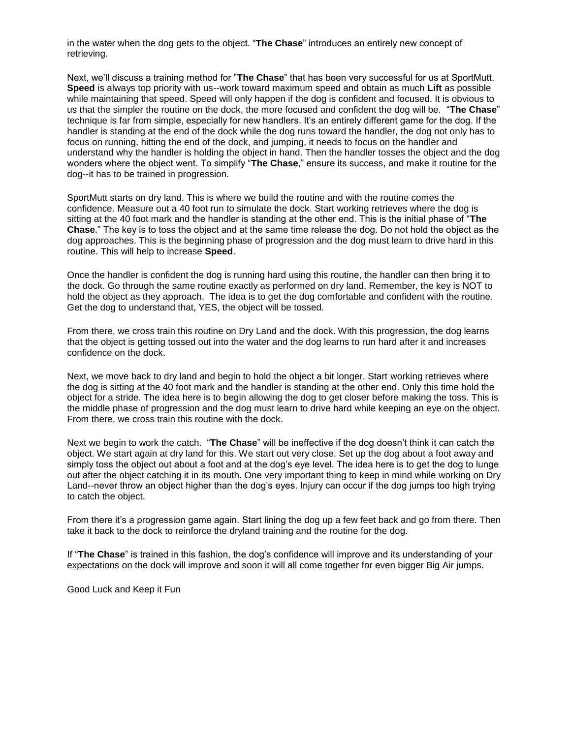in the water when the dog gets to the object. "**The Chase**" introduces an entirely new concept of retrieving.

Next, we'll discuss a training method for "**The Chase**" that has been very successful for us at SportMutt. **Speed** is always top priority with us--work toward maximum speed and obtain as much **Lift** as possible while maintaining that speed. Speed will only happen if the dog is confident and focused. It is obvious to us that the simpler the routine on the dock, the more focused and confident the dog will be. "**The Chase**" technique is far from simple, especially for new handlers. It's an entirely different game for the dog. If the handler is standing at the end of the dock while the dog runs toward the handler, the dog not only has to focus on running, hitting the end of the dock, and jumping, it needs to focus on the handler and understand why the handler is holding the object in hand. Then the handler tosses the object and the dog wonders where the object went. To simplify "**The Chase**," ensure its success, and make it routine for the dog--it has to be trained in progression.

SportMutt starts on dry land. This is where we build the routine and with the routine comes the confidence. Measure out a 40 foot run to simulate the dock. Start working retrieves where the dog is sitting at the 40 foot mark and the handler is standing at the other end. This is the initial phase of "**The Chase**." The key is to toss the object and at the same time release the dog. Do not hold the object as the dog approaches. This is the beginning phase of progression and the dog must learn to drive hard in this routine. This will help to increase **Speed**.

Once the handler is confident the dog is running hard using this routine, the handler can then bring it to the dock. Go through the same routine exactly as performed on dry land. Remember, the key is NOT to hold the object as they approach. The idea is to get the dog comfortable and confident with the routine. Get the dog to understand that, YES, the object will be tossed.

From there, we cross train this routine on Dry Land and the dock. With this progression, the dog learns that the object is getting tossed out into the water and the dog learns to run hard after it and increases confidence on the dock.

Next, we move back to dry land and begin to hold the object a bit longer. Start working retrieves where the dog is sitting at the 40 foot mark and the handler is standing at the other end. Only this time hold the object for a stride. The idea here is to begin allowing the dog to get closer before making the toss. This is the middle phase of progression and the dog must learn to drive hard while keeping an eye on the object. From there, we cross train this routine with the dock.

Next we begin to work the catch. "**The Chase**" will be ineffective if the dog doesn't think it can catch the object. We start again at dry land for this. We start out very close. Set up the dog about a foot away and simply toss the object out about a foot and at the dog's eye level. The idea here is to get the dog to lunge out after the object catching it in its mouth. One very important thing to keep in mind while working on Dry Land--never throw an object higher than the dog's eyes. Injury can occur if the dog jumps too high trying to catch the object.

From there it's a progression game again. Start lining the dog up a few feet back and go from there. Then take it back to the dock to reinforce the dryland training and the routine for the dog.

If "**The Chase**" is trained in this fashion, the dog's confidence will improve and its understanding of your expectations on the dock will improve and soon it will all come together for even bigger Big Air jumps.

Good Luck and Keep it Fun